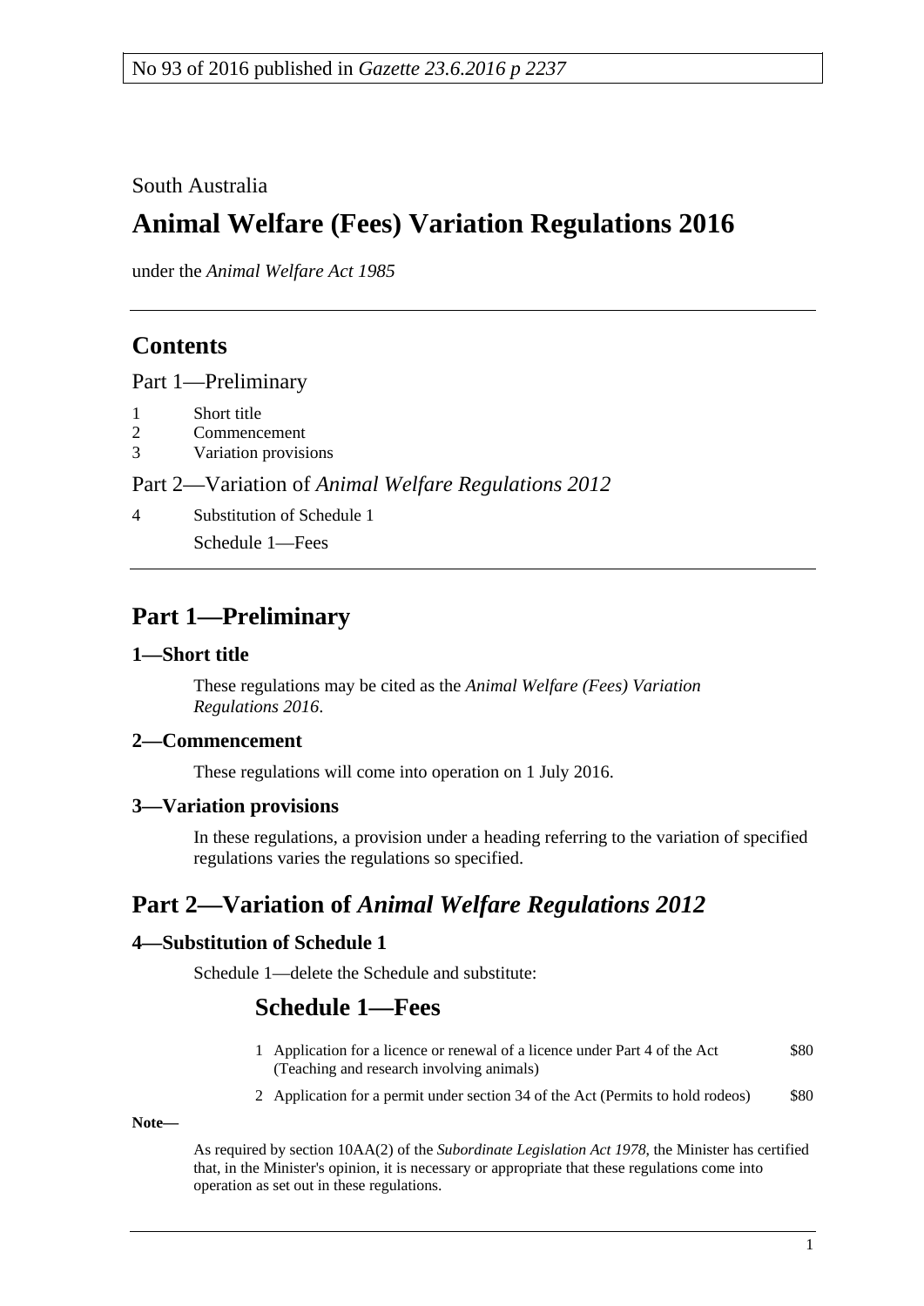No 93 of 2016 published in *Gazette 23.6.2016 p 2237*

South Australia

# Animal Welfare (Fees) Variation Regulations 2016

under the *Animal Welfare Act 1985*

## Contents

Part 1—Preliminary

1 Short title
2 Commencement
3 Variation provisions

Part 2—Variation of *Animal Welfare Regulations 2012*

4 Substitution of Schedule 1

Schedule 1—Fees

## Part 1—Preliminary

### 1—Short title

These regulations may be cited as the *Animal Welfare (Fees) Variation Regulations 2016*.

### 2—Commencement

These regulations will come into operation on 1 July 2016.

### 3—Variation provisions

In these regulations, a provision under a heading referring to the variation of specified regulations varies the regulations so specified.

## Part 2—Variation of *Animal Welfare Regulations 2012*

### 4—Substitution of Schedule 1

Schedule 1—delete the Schedule and substitute:

## Schedule 1—Fees

| | | |
|---|---|---|
| 1 | Application for a licence or renewal of a licence under Part 4 of the Act (Teaching and research involving animals) | $80 |
| 2 | Application for a permit under section 34 of the Act (Permits to hold rodeos) | $80 |

**Note—**

As required by section 10AA(2) of the *Subordinate Legislation Act 1978*, the Minister has certified that, in the Minister's opinion, it is necessary or appropriate that these regulations come into operation as set out in these regulations.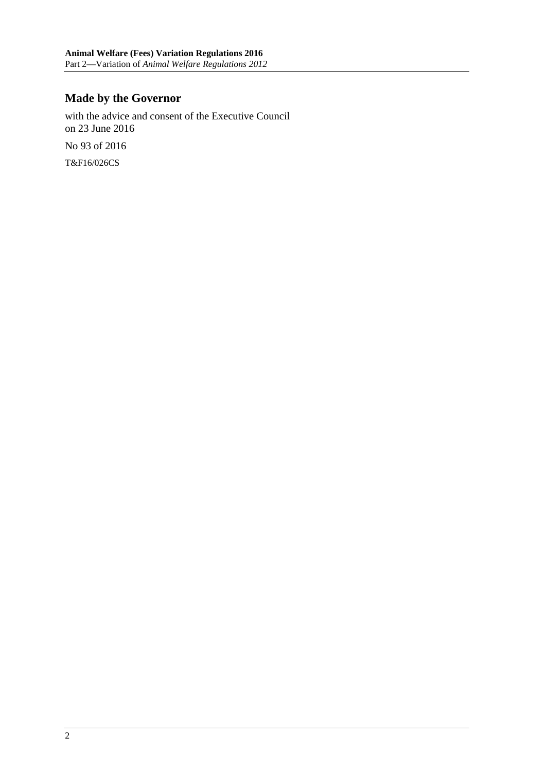## Made by the Governor

with the advice and consent of the Executive Council
on 23 June 2016

No 93 of 2016

T&F16/026CS